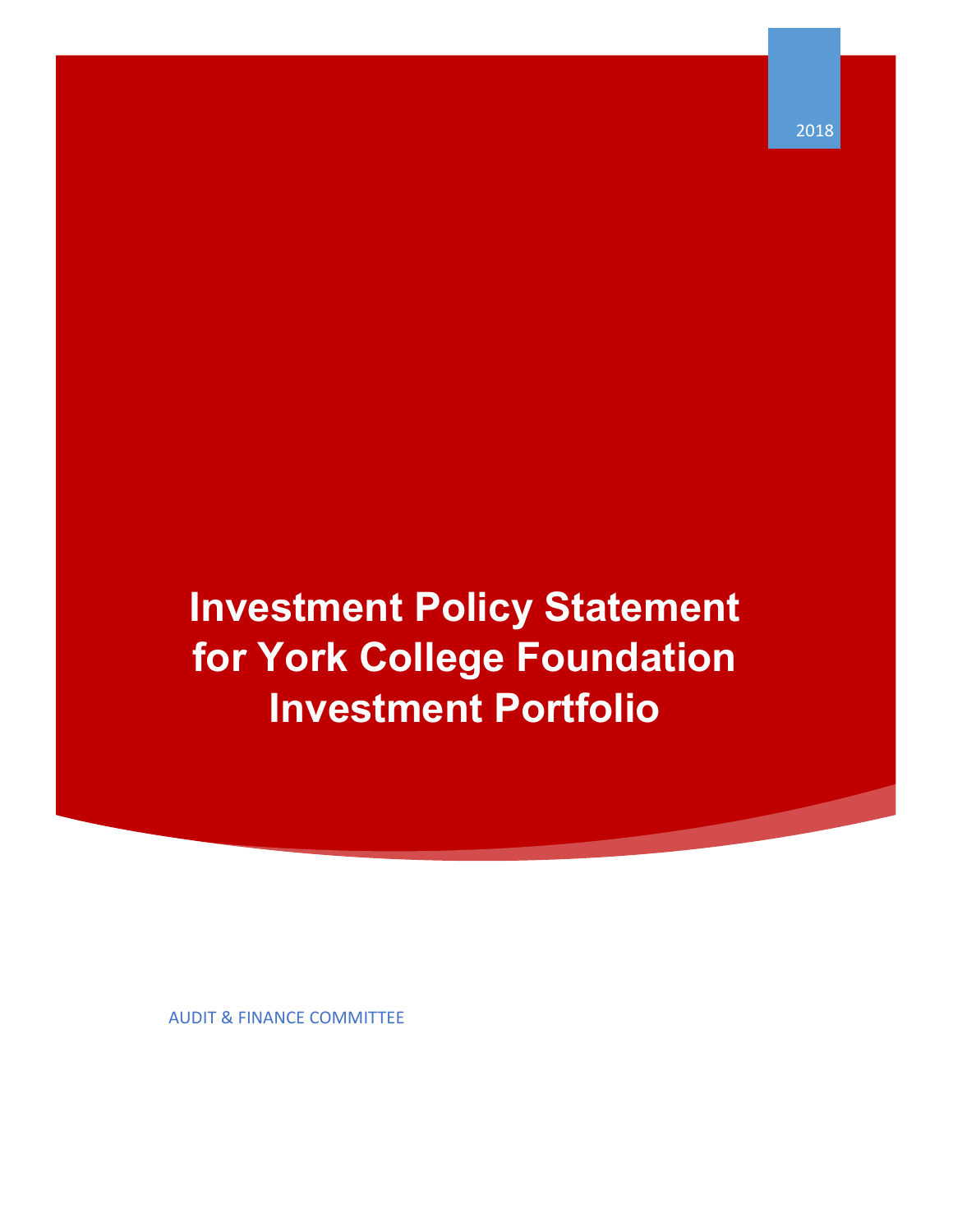2018

# Investment Policy Statement for York College Foundation Investment Portfolio

AUDIT & FINANCE COMMITTEE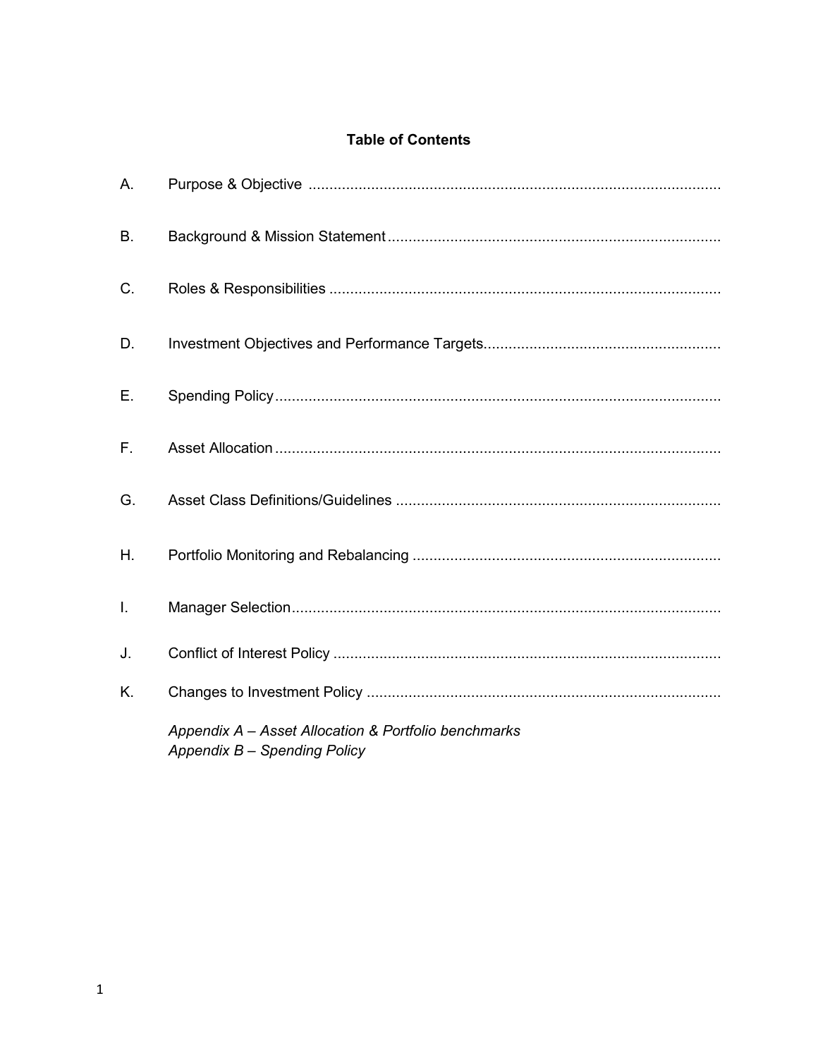## Table of Contents

A. Purpose & Objective

B. Background & Mission Statement

C. Roles & Responsibilities

D. Investment Objectives and Performance Targets

E. Spending Policy

F. Asset Allocation

G. Asset Class Definitions/Guidelines

H. Portfolio Monitoring and Rebalancing

I. Manager Selection

J. Conflict of Interest Policy

K. Changes to Investment Policy

*Appendix A – Asset Allocation & Portfolio benchmarks*
*Appendix B – Spending Policy*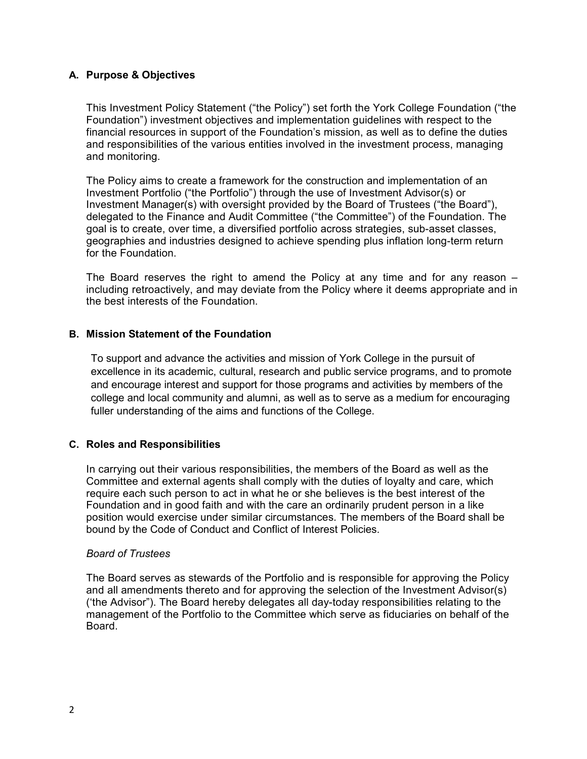## A. Purpose & Objectives

This Investment Policy Statement ("the Policy") set forth the York College Foundation ("the Foundation") investment objectives and implementation guidelines with respect to the financial resources in support of the Foundation's mission, as well as to define the duties and responsibilities of the various entities involved in the investment process, managing and monitoring.

The Policy aims to create a framework for the construction and implementation of an Investment Portfolio ("the Portfolio") through the use of Investment Advisor(s) or Investment Manager(s) with oversight provided by the Board of Trustees ("the Board"), delegated to the Finance and Audit Committee ("the Committee") of the Foundation. The goal is to create, over time, a diversified portfolio across strategies, sub-asset classes, geographies and industries designed to achieve spending plus inflation long-term return for the Foundation.

The Board reserves the right to amend the Policy at any time and for any reason – including retroactively, and may deviate from the Policy where it deems appropriate and in the best interests of the Foundation.

## B. Mission Statement of the Foundation

To support and advance the activities and mission of York College in the pursuit of excellence in its academic, cultural, research and public service programs, and to promote and encourage interest and support for those programs and activities by members of the college and local community and alumni, as well as to serve as a medium for encouraging fuller understanding of the aims and functions of the College.

## C. Roles and Responsibilities

In carrying out their various responsibilities, the members of the Board as well as the Committee and external agents shall comply with the duties of loyalty and care, which require each such person to act in what he or she believes is the best interest of the Foundation and in good faith and with the care an ordinarily prudent person in a like position would exercise under similar circumstances. The members of the Board shall be bound by the Code of Conduct and Conflict of Interest Policies.

*Board of Trustees*

The Board serves as stewards of the Portfolio and is responsible for approving the Policy and all amendments thereto and for approving the selection of the Investment Advisor(s) ('the Advisor"). The Board hereby delegates all day-today responsibilities relating to the management of the Portfolio to the Committee which serve as fiduciaries on behalf of the Board.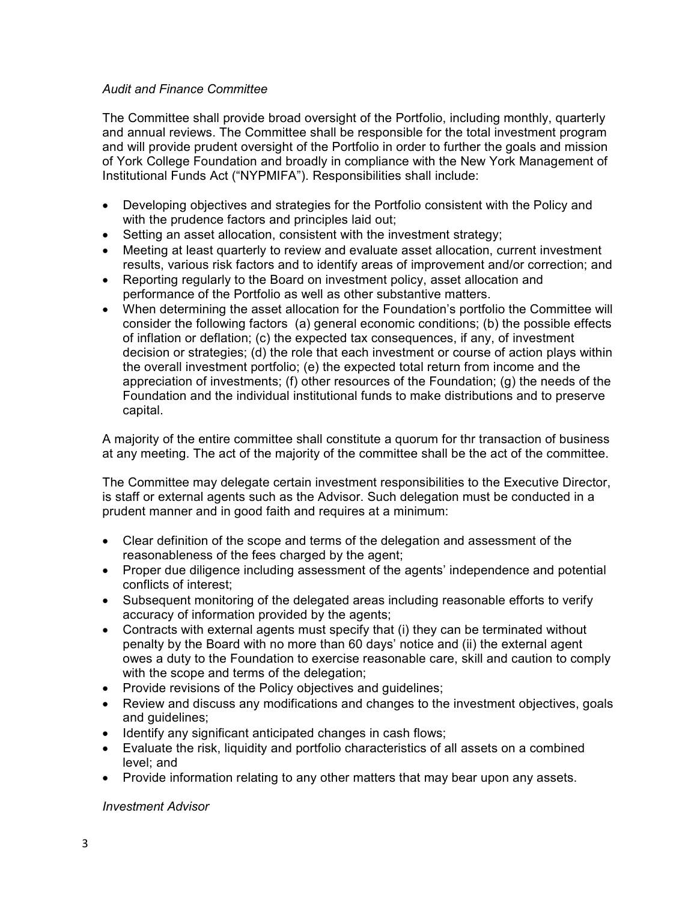*Audit and Finance Committee*

The Committee shall provide broad oversight of the Portfolio, including monthly, quarterly and annual reviews. The Committee shall be responsible for the total investment program and will provide prudent oversight of the Portfolio in order to further the goals and mission of York College Foundation and broadly in compliance with the New York Management of Institutional Funds Act ("NYPMIFA"). Responsibilities shall include:

- Developing objectives and strategies for the Portfolio consistent with the Policy and with the prudence factors and principles laid out;
- Setting an asset allocation, consistent with the investment strategy;
- Meeting at least quarterly to review and evaluate asset allocation, current investment results, various risk factors and to identify areas of improvement and/or correction; and
- Reporting regularly to the Board on investment policy, asset allocation and performance of the Portfolio as well as other substantive matters.
- When determining the asset allocation for the Foundation's portfolio the Committee will consider the following factors (a) general economic conditions; (b) the possible effects of inflation or deflation; (c) the expected tax consequences, if any, of investment decision or strategies; (d) the role that each investment or course of action plays within the overall investment portfolio; (e) the expected total return from income and the appreciation of investments; (f) other resources of the Foundation; (g) the needs of the Foundation and the individual institutional funds to make distributions and to preserve capital.

A majority of the entire committee shall constitute a quorum for thr transaction of business at any meeting. The act of the majority of the committee shall be the act of the committee.

The Committee may delegate certain investment responsibilities to the Executive Director, is staff or external agents such as the Advisor. Such delegation must be conducted in a prudent manner and in good faith and requires at a minimum:

- Clear definition of the scope and terms of the delegation and assessment of the reasonableness of the fees charged by the agent;
- Proper due diligence including assessment of the agents' independence and potential conflicts of interest;
- Subsequent monitoring of the delegated areas including reasonable efforts to verify accuracy of information provided by the agents;
- Contracts with external agents must specify that (i) they can be terminated without penalty by the Board with no more than 60 days' notice and (ii) the external agent owes a duty to the Foundation to exercise reasonable care, skill and caution to comply with the scope and terms of the delegation;
- Provide revisions of the Policy objectives and guidelines;
- Review and discuss any modifications and changes to the investment objectives, goals and guidelines;
- Identify any significant anticipated changes in cash flows;
- Evaluate the risk, liquidity and portfolio characteristics of all assets on a combined level; and
- Provide information relating to any other matters that may bear upon any assets.

*Investment Advisor*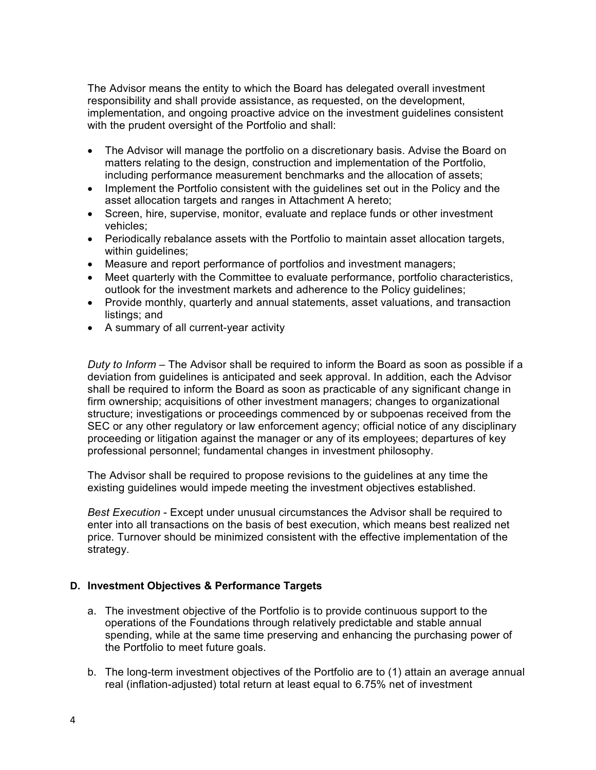The Advisor means the entity to which the Board has delegated overall investment responsibility and shall provide assistance, as requested, on the development, implementation, and ongoing proactive advice on the investment guidelines consistent with the prudent oversight of the Portfolio and shall:

- The Advisor will manage the portfolio on a discretionary basis. Advise the Board on matters relating to the design, construction and implementation of the Portfolio, including performance measurement benchmarks and the allocation of assets;
- Implement the Portfolio consistent with the guidelines set out in the Policy and the asset allocation targets and ranges in Attachment A hereto;
- Screen, hire, supervise, monitor, evaluate and replace funds or other investment vehicles;
- Periodically rebalance assets with the Portfolio to maintain asset allocation targets, within guidelines;
- Measure and report performance of portfolios and investment managers;
- Meet quarterly with the Committee to evaluate performance, portfolio characteristics, outlook for the investment markets and adherence to the Policy guidelines;
- Provide monthly, quarterly and annual statements, asset valuations, and transaction listings; and
- A summary of all current-year activity

*Duty to Inform* – The Advisor shall be required to inform the Board as soon as possible if a deviation from guidelines is anticipated and seek approval. In addition, each the Advisor shall be required to inform the Board as soon as practicable of any significant change in firm ownership; acquisitions of other investment managers; changes to organizational structure; investigations or proceedings commenced by or subpoenas received from the SEC or any other regulatory or law enforcement agency; official notice of any disciplinary proceeding or litigation against the manager or any of its employees; departures of key professional personnel; fundamental changes in investment philosophy.

The Advisor shall be required to propose revisions to the guidelines at any time the existing guidelines would impede meeting the investment objectives established.

*Best Execution* - Except under unusual circumstances the Advisor shall be required to enter into all transactions on the basis of best execution, which means best realized net price. Turnover should be minimized consistent with the effective implementation of the strategy.

## D. Investment Objectives & Performance Targets

a. The investment objective of the Portfolio is to provide continuous support to the operations of the Foundations through relatively predictable and stable annual spending, while at the same time preserving and enhancing the purchasing power of the Portfolio to meet future goals.

b. The long-term investment objectives of the Portfolio are to (1) attain an average annual real (inflation-adjusted) total return at least equal to 6.75% net of investment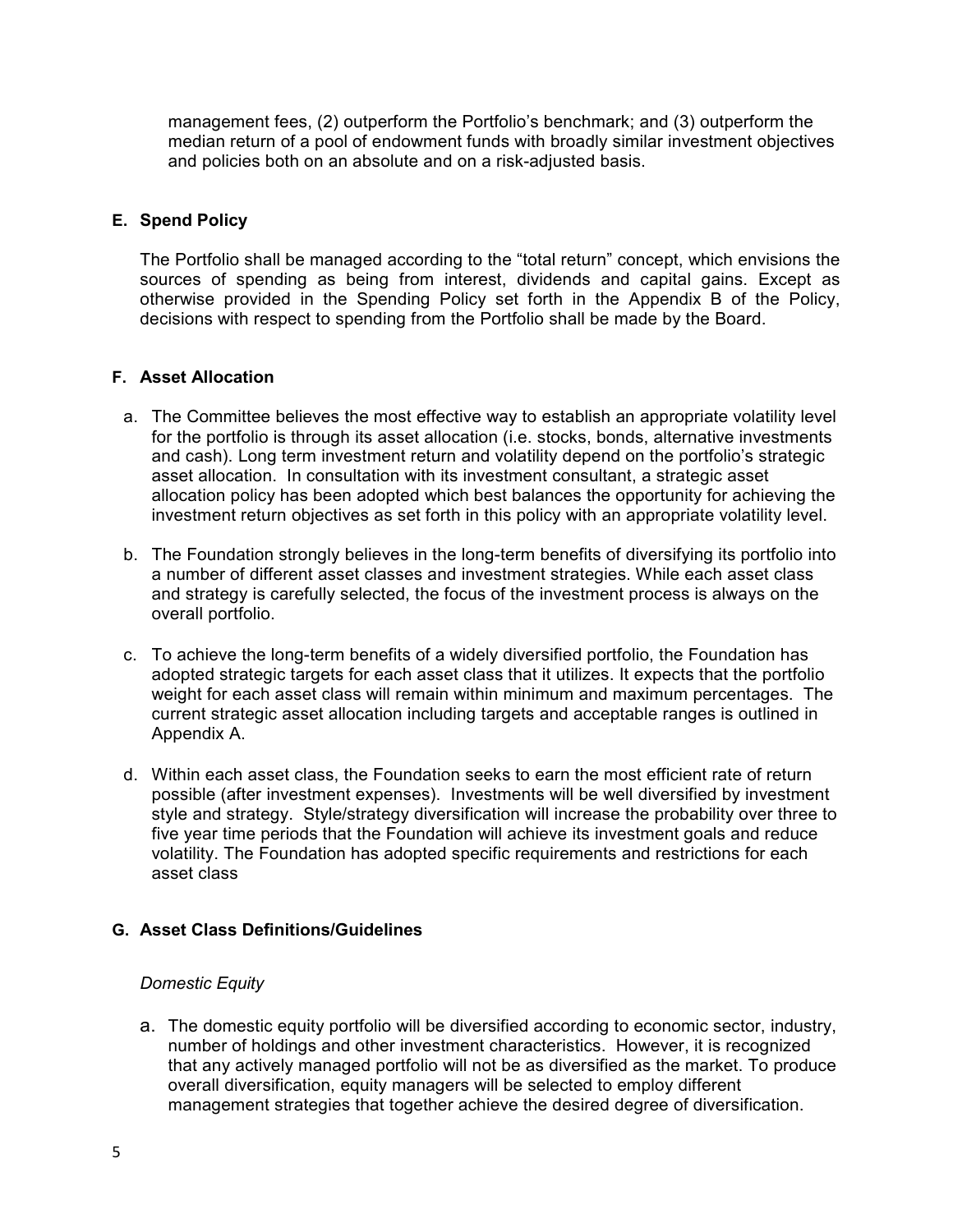management fees, (2) outperform the Portfolio's benchmark; and (3) outperform the median return of a pool of endowment funds with broadly similar investment objectives and policies both on an absolute and on a risk-adjusted basis.

### E. Spend Policy

The Portfolio shall be managed according to the "total return" concept, which envisions the sources of spending as being from interest, dividends and capital gains. Except as otherwise provided in the Spending Policy set forth in the Appendix B of the Policy, decisions with respect to spending from the Portfolio shall be made by the Board.

### F. Asset Allocation

a. The Committee believes the most effective way to establish an appropriate volatility level for the portfolio is through its asset allocation (i.e. stocks, bonds, alternative investments and cash). Long term investment return and volatility depend on the portfolio's strategic asset allocation. In consultation with its investment consultant, a strategic asset allocation policy has been adopted which best balances the opportunity for achieving the investment return objectives as set forth in this policy with an appropriate volatility level.

b. The Foundation strongly believes in the long-term benefits of diversifying its portfolio into a number of different asset classes and investment strategies. While each asset class and strategy is carefully selected, the focus of the investment process is always on the overall portfolio.

c. To achieve the long-term benefits of a widely diversified portfolio, the Foundation has adopted strategic targets for each asset class that it utilizes. It expects that the portfolio weight for each asset class will remain within minimum and maximum percentages. The current strategic asset allocation including targets and acceptable ranges is outlined in Appendix A.

d. Within each asset class, the Foundation seeks to earn the most efficient rate of return possible (after investment expenses). Investments will be well diversified by investment style and strategy. Style/strategy diversification will increase the probability over three to five year time periods that the Foundation will achieve its investment goals and reduce volatility. The Foundation has adopted specific requirements and restrictions for each asset class

### G. Asset Class Definitions/Guidelines

*Domestic Equity*

a. The domestic equity portfolio will be diversified according to economic sector, industry, number of holdings and other investment characteristics. However, it is recognized that any actively managed portfolio will not be as diversified as the market. To produce overall diversification, equity managers will be selected to employ different management strategies that together achieve the desired degree of diversification.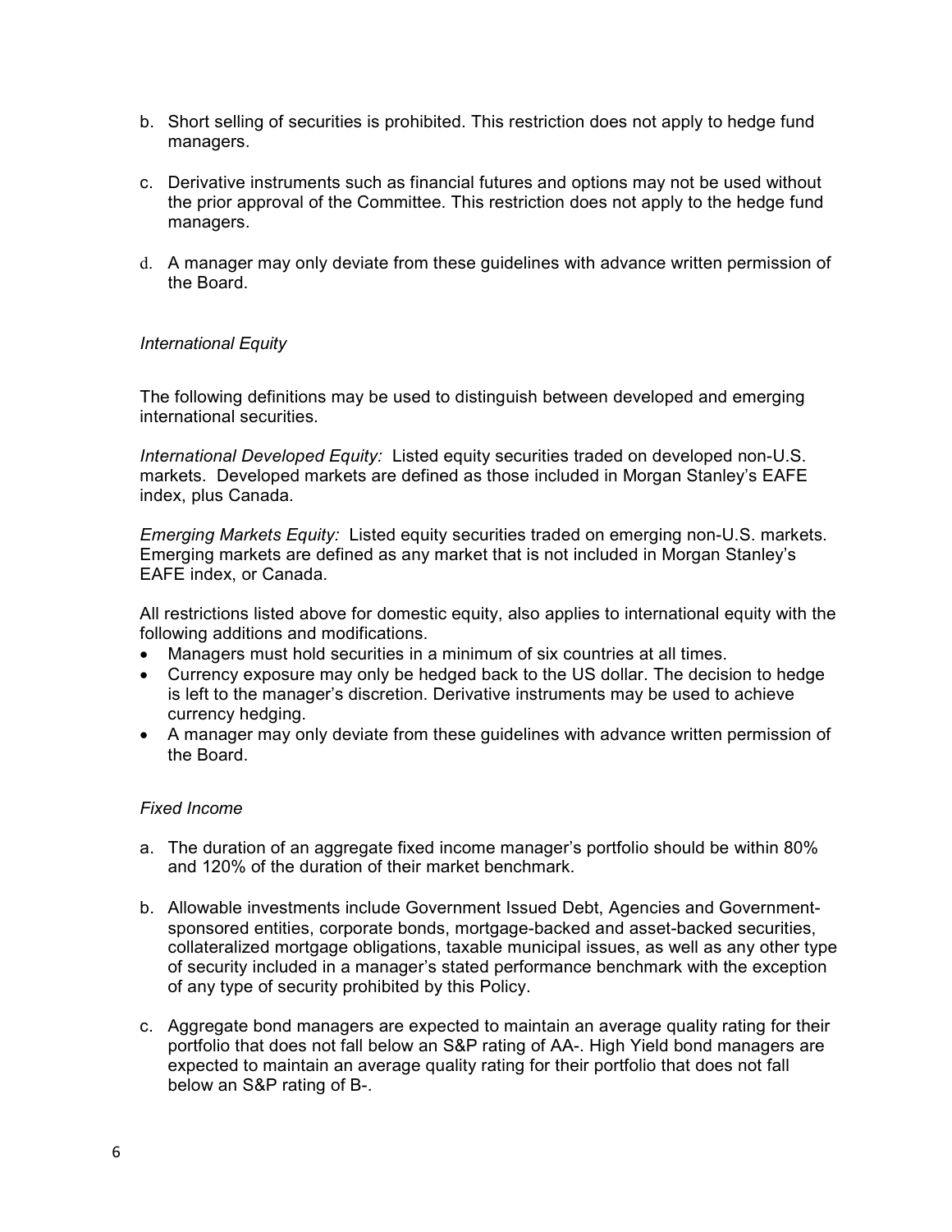b. Short selling of securities is prohibited. This restriction does not apply to hedge fund managers.

c. Derivative instruments such as financial futures and options may not be used without the prior approval of the Committee. This restriction does not apply to the hedge fund managers.

d. A manager may only deviate from these guidelines with advance written permission of the Board.

*International Equity*

The following definitions may be used to distinguish between developed and emerging international securities.

*International Developed Equity:* Listed equity securities traded on developed non-U.S. markets. Developed markets are defined as those included in Morgan Stanley's EAFE index, plus Canada.

*Emerging Markets Equity:* Listed equity securities traded on emerging non-U.S. markets. Emerging markets are defined as any market that is not included in Morgan Stanley's EAFE index, or Canada.

All restrictions listed above for domestic equity, also applies to international equity with the following additions and modifications.

- Managers must hold securities in a minimum of six countries at all times.
- Currency exposure may only be hedged back to the US dollar. The decision to hedge is left to the manager's discretion. Derivative instruments may be used to achieve currency hedging.
- A manager may only deviate from these guidelines with advance written permission of the Board.

*Fixed Income*

a. The duration of an aggregate fixed income manager's portfolio should be within 80% and 120% of the duration of their market benchmark.

b. Allowable investments include Government Issued Debt, Agencies and Government-sponsored entities, corporate bonds, mortgage-backed and asset-backed securities, collateralized mortgage obligations, taxable municipal issues, as well as any other type of security included in a manager's stated performance benchmark with the exception of any type of security prohibited by this Policy.

c. Aggregate bond managers are expected to maintain an average quality rating for their portfolio that does not fall below an S&P rating of AA-. High Yield bond managers are expected to maintain an average quality rating for their portfolio that does not fall below an S&P rating of B-.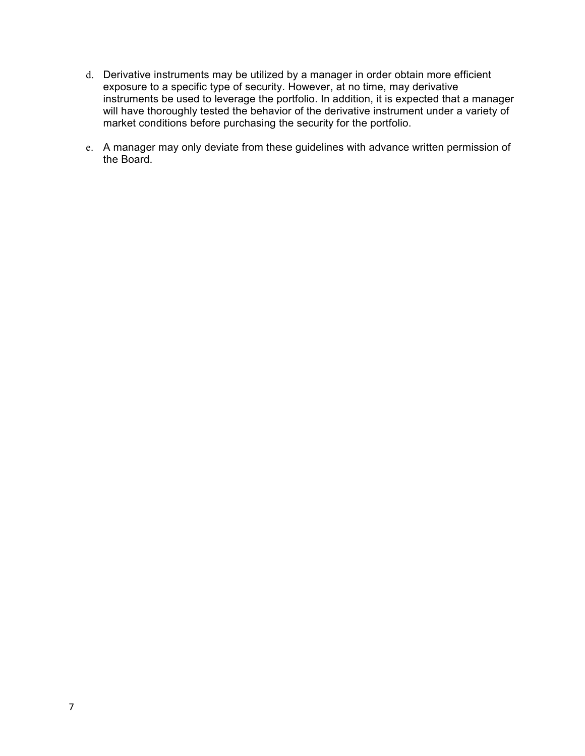d. Derivative instruments may be utilized by a manager in order obtain more efficient exposure to a specific type of security. However, at no time, may derivative instruments be used to leverage the portfolio. In addition, it is expected that a manager will have thoroughly tested the behavior of the derivative instrument under a variety of market conditions before purchasing the security for the portfolio.

e. A manager may only deviate from these guidelines with advance written permission of the Board.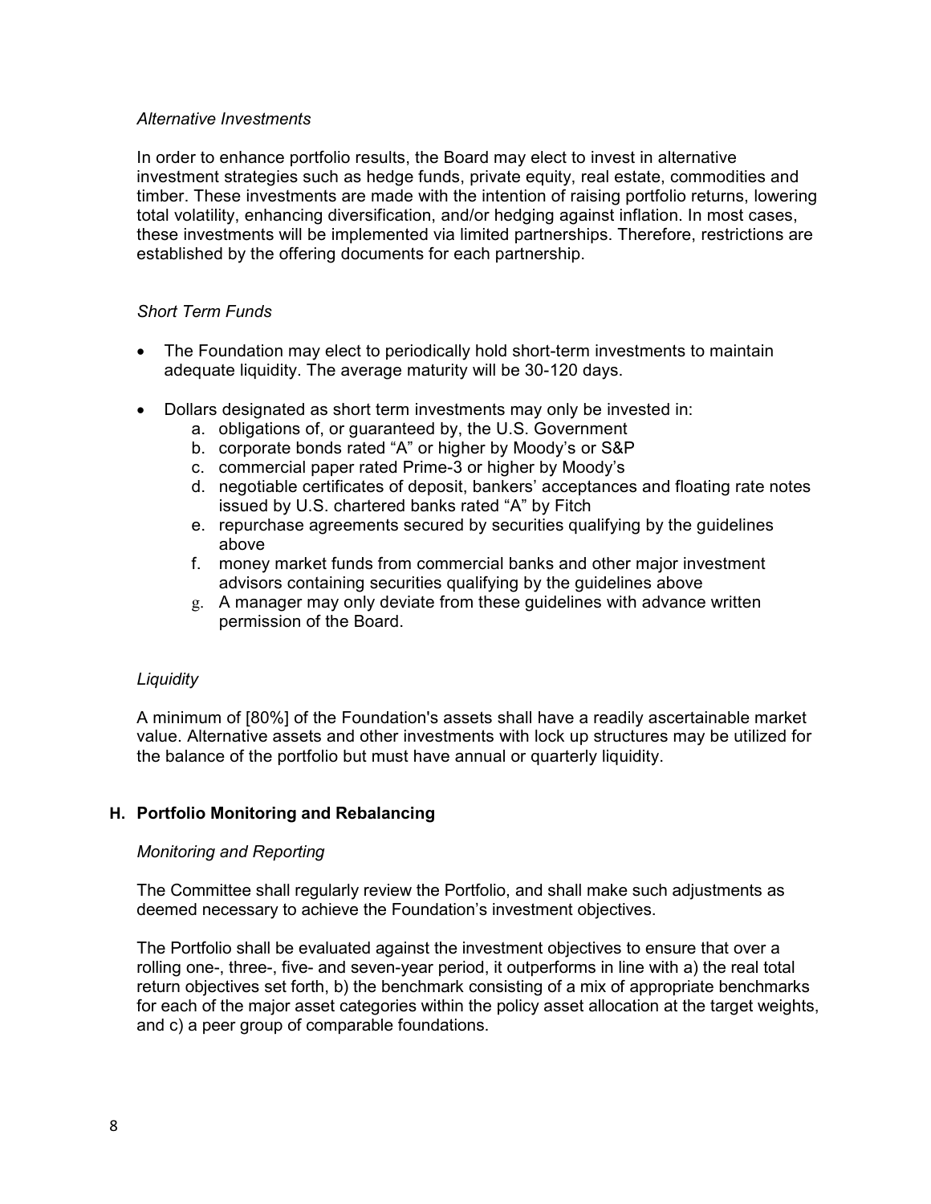*Alternative Investments*

In order to enhance portfolio results, the Board may elect to invest in alternative investment strategies such as hedge funds, private equity, real estate, commodities and timber. These investments are made with the intention of raising portfolio returns, lowering total volatility, enhancing diversification, and/or hedging against inflation. In most cases, these investments will be implemented via limited partnerships. Therefore, restrictions are established by the offering documents for each partnership.

*Short Term Funds*

- The Foundation may elect to periodically hold short-term investments to maintain adequate liquidity. The average maturity will be 30-120 days.
- Dollars designated as short term investments may only be invested in:
  a. obligations of, or guaranteed by, the U.S. Government
  b. corporate bonds rated "A" or higher by Moody's or S&P
  c. commercial paper rated Prime-3 or higher by Moody's
  d. negotiable certificates of deposit, bankers' acceptances and floating rate notes issued by U.S. chartered banks rated "A" by Fitch
  e. repurchase agreements secured by securities qualifying by the guidelines above
  f. money market funds from commercial banks and other major investment advisors containing securities qualifying by the guidelines above
  g. A manager may only deviate from these guidelines with advance written permission of the Board.

*Liquidity*

A minimum of [80%] of the Foundation's assets shall have a readily ascertainable market value. Alternative assets and other investments with lock up structures may be utilized for the balance of the portfolio but must have annual or quarterly liquidity.

## H. Portfolio Monitoring and Rebalancing

*Monitoring and Reporting*

The Committee shall regularly review the Portfolio, and shall make such adjustments as deemed necessary to achieve the Foundation's investment objectives.

The Portfolio shall be evaluated against the investment objectives to ensure that over a rolling one-, three-, five- and seven-year period, it outperforms in line with a) the real total return objectives set forth, b) the benchmark consisting of a mix of appropriate benchmarks for each of the major asset categories within the policy asset allocation at the target weights, and c) a peer group of comparable foundations.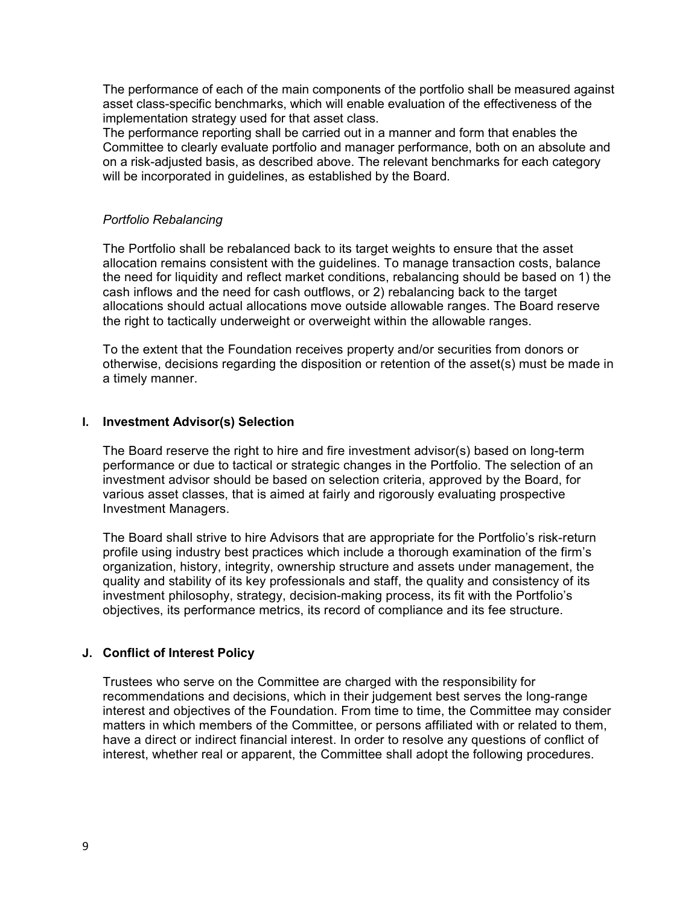The performance of each of the main components of the portfolio shall be measured against asset class-specific benchmarks, which will enable evaluation of the effectiveness of the implementation strategy used for that asset class.
The performance reporting shall be carried out in a manner and form that enables the Committee to clearly evaluate portfolio and manager performance, both on an absolute and on a risk-adjusted basis, as described above. The relevant benchmarks for each category will be incorporated in guidelines, as established by the Board.

*Portfolio Rebalancing*

The Portfolio shall be rebalanced back to its target weights to ensure that the asset allocation remains consistent with the guidelines. To manage transaction costs, balance the need for liquidity and reflect market conditions, rebalancing should be based on 1) the cash inflows and the need for cash outflows, or 2) rebalancing back to the target allocations should actual allocations move outside allowable ranges. The Board reserve the right to tactically underweight or overweight within the allowable ranges.

To the extent that the Foundation receives property and/or securities from donors or otherwise, decisions regarding the disposition or retention of the asset(s) must be made in a timely manner.

## I. Investment Advisor(s) Selection

The Board reserve the right to hire and fire investment advisor(s) based on long-term performance or due to tactical or strategic changes in the Portfolio. The selection of an investment advisor should be based on selection criteria, approved by the Board, for various asset classes, that is aimed at fairly and rigorously evaluating prospective Investment Managers.

The Board shall strive to hire Advisors that are appropriate for the Portfolio's risk-return profile using industry best practices which include a thorough examination of the firm's organization, history, integrity, ownership structure and assets under management, the quality and stability of its key professionals and staff, the quality and consistency of its investment philosophy, strategy, decision-making process, its fit with the Portfolio's objectives, its performance metrics, its record of compliance and its fee structure.

## J. Conflict of Interest Policy

Trustees who serve on the Committee are charged with the responsibility for recommendations and decisions, which in their judgement best serves the long-range interest and objectives of the Foundation. From time to time, the Committee may consider matters in which members of the Committee, or persons affiliated with or related to them, have a direct or indirect financial interest. In order to resolve any questions of conflict of interest, whether real or apparent, the Committee shall adopt the following procedures.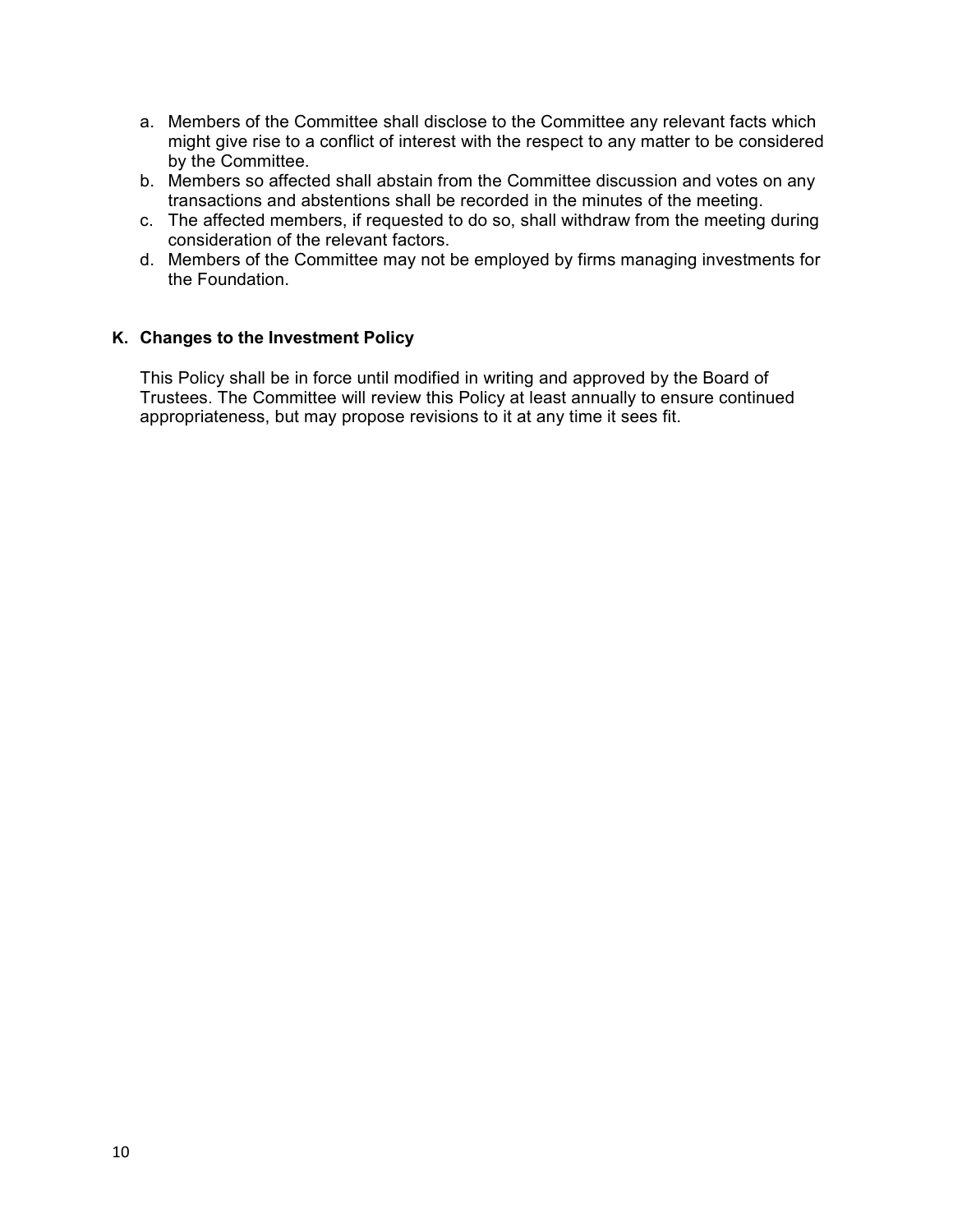a. Members of the Committee shall disclose to the Committee any relevant facts which might give rise to a conflict of interest with the respect to any matter to be considered by the Committee.
b. Members so affected shall abstain from the Committee discussion and votes on any transactions and abstentions shall be recorded in the minutes of the meeting.
c. The affected members, if requested to do so, shall withdraw from the meeting during consideration of the relevant factors.
d. Members of the Committee may not be employed by firms managing investments for the Foundation.

### K. Changes to the Investment Policy

This Policy shall be in force until modified in writing and approved by the Board of Trustees. The Committee will review this Policy at least annually to ensure continued appropriateness, but may propose revisions to it at any time it sees fit.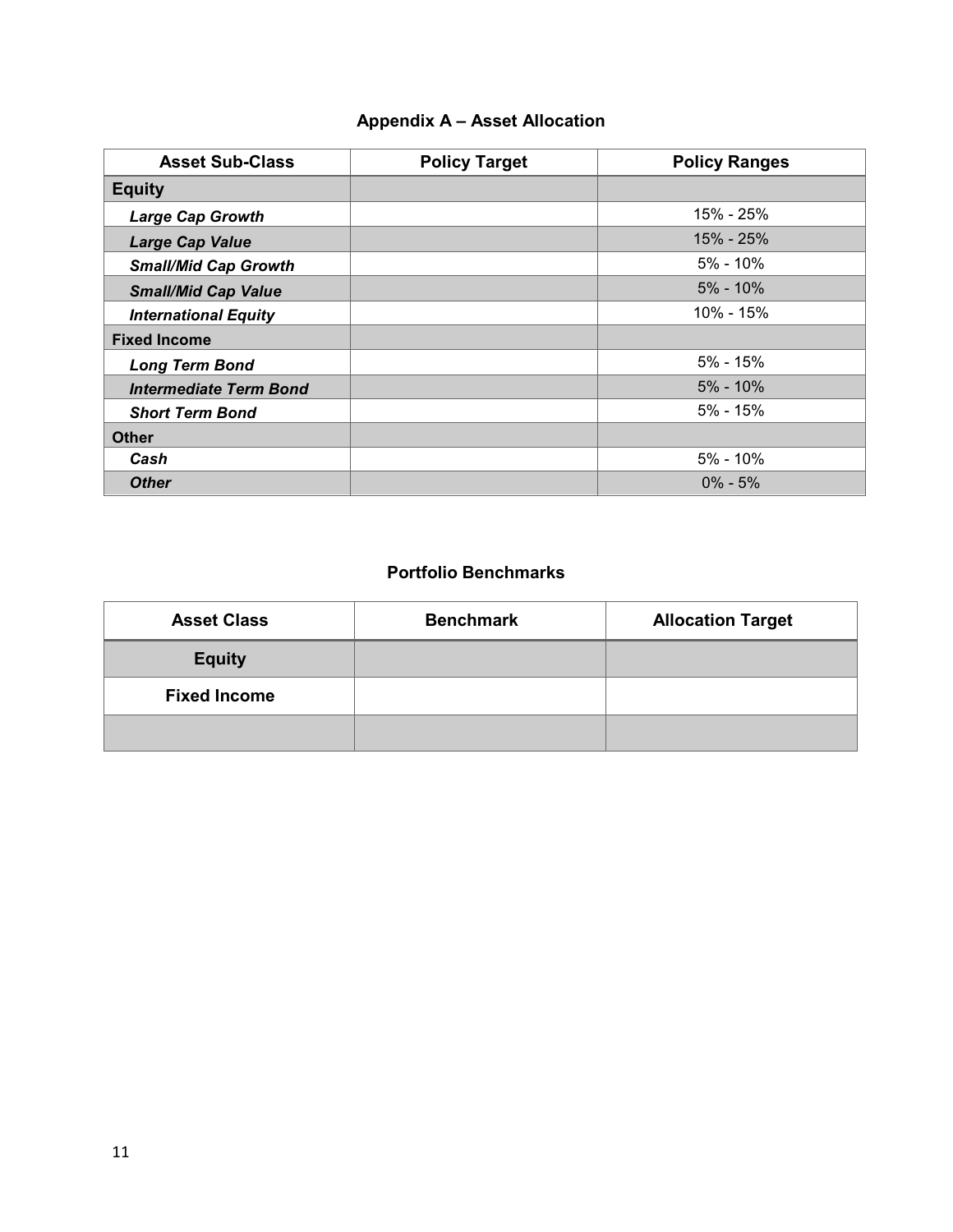## Appendix A – Asset Allocation

| Asset Sub-Class | Policy Target | Policy Ranges |
|---|---|---|
| **Equity** | | |
| ***Large Cap Growth*** | | 15% - 25% |
| ***Large Cap Value*** | | 15% - 25% |
| ***Small/Mid Cap Growth*** | | 5% - 10% |
| ***Small/Mid Cap Value*** | | 5% - 10% |
| ***International Equity*** | | 10% - 15% |
| **Fixed Income** | | |
| ***Long Term Bond*** | | 5% - 15% |
| ***Intermediate Term Bond*** | | 5% - 10% |
| ***Short Term Bond*** | | 5% - 15% |
| **Other** | | |
| ***Cash*** | | 5% - 10% |
| ***Other*** | | 0% - 5% |

### Portfolio Benchmarks

| Asset Class | Benchmark | Allocation Target |
|---|---|---|
| **Equity** | | |
| **Fixed Income** | | |
| | | |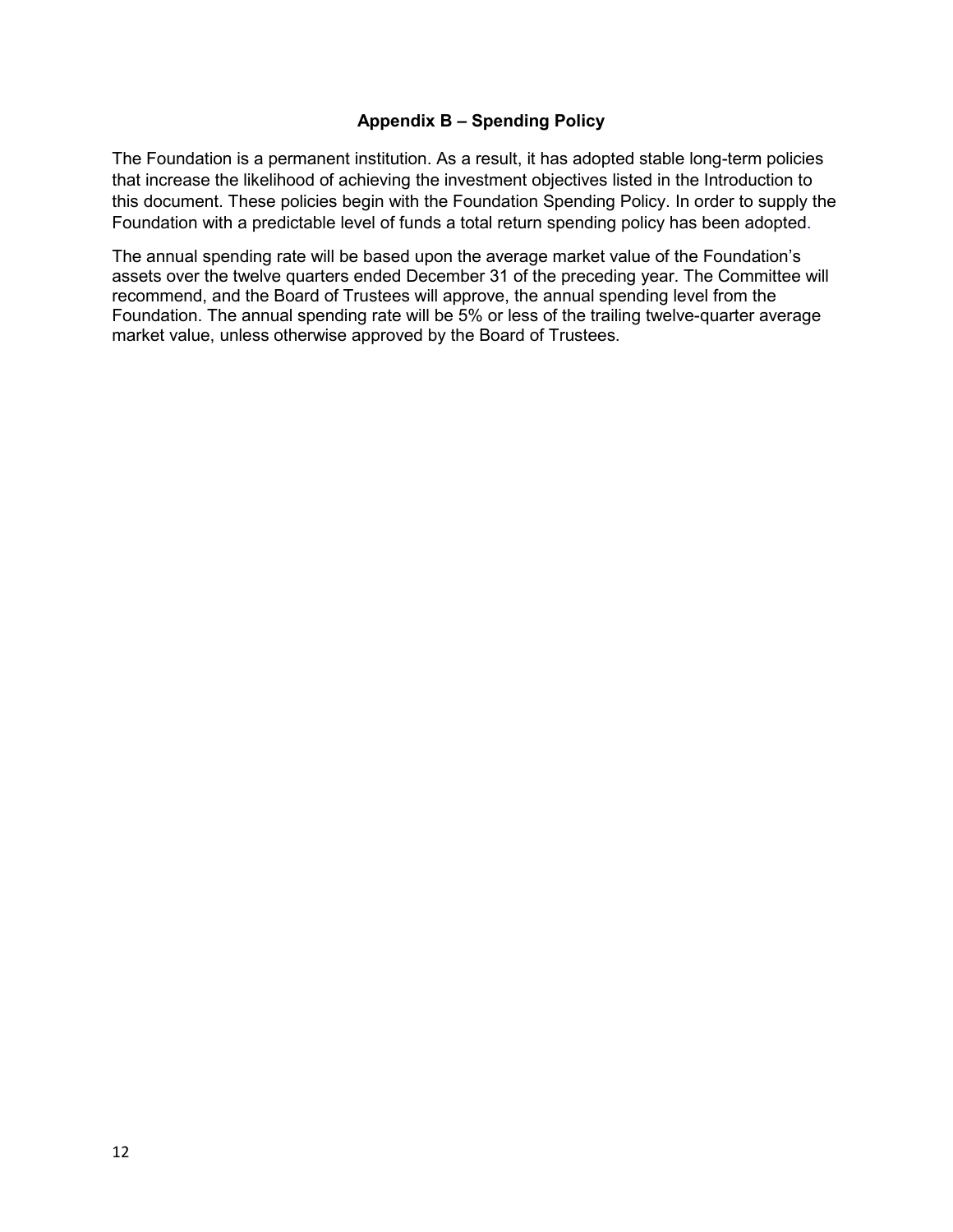# Appendix B – Spending Policy

The Foundation is a permanent institution. As a result, it has adopted stable long-term policies that increase the likelihood of achieving the investment objectives listed in the Introduction to this document. These policies begin with the Foundation Spending Policy. In order to supply the Foundation with a predictable level of funds a total return spending policy has been adopted.

The annual spending rate will be based upon the average market value of the Foundation's assets over the twelve quarters ended December 31 of the preceding year. The Committee will recommend, and the Board of Trustees will approve, the annual spending level from the Foundation. The annual spending rate will be 5% or less of the trailing twelve-quarter average market value, unless otherwise approved by the Board of Trustees.